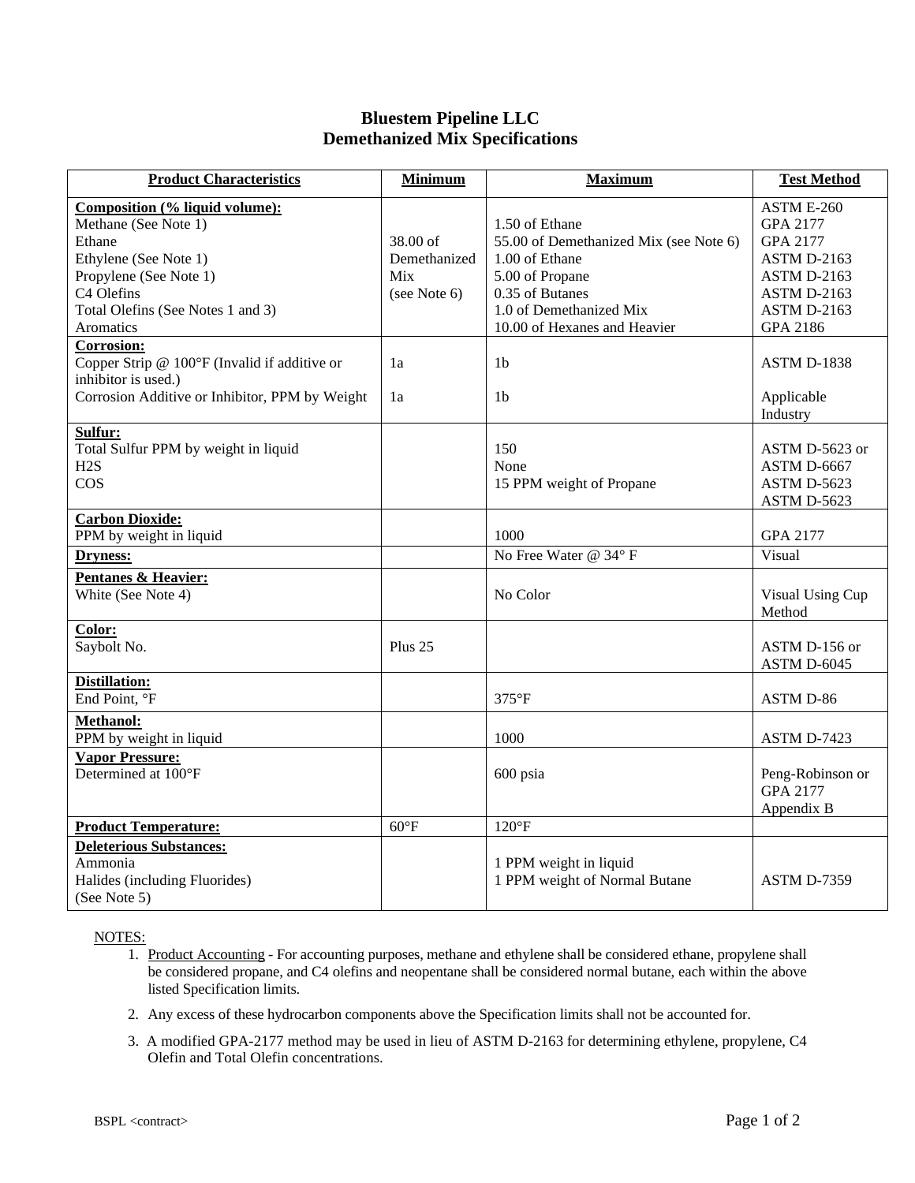# Bluestem Pipeline LLC
# Demethanized Mix Specifications

| Product Characteristics | Minimum | Maximum | Test Method |
|---|---|---|---|
| **Composition (% liquid volume):** | | | ASTM E-260 |
| Methane (See Note 1) | | 1.50 of Ethane | GPA 2177 |
| Ethane | 38.00 of Demethanized Mix (see Note 6) | 55.00 of Demethanized Mix (see Note 6) | GPA 2177 |
| Ethylene (See Note 1) | | 1.00 of Ethane | ASTM D-2163 |
| Propylene (See Note 1) | | 5.00 of Propane | ASTM D-2163 |
| C4 Olefins | | 0.35 of Butanes | ASTM D-2163 |
| Total Olefins (See Notes 1 and 3) | | 1.0 of Demethanized Mix | ASTM D-2163 |
| Aromatics | | 10.00 of Hexanes and Heavier | GPA 2186 |
| **Corrosion:** | | | |
| Copper Strip @ 100°F (Invalid if additive or inhibitor is used.) | 1a | 1b | ASTM D-1838 |
| Corrosion Additive or Inhibitor, PPM by Weight | 1a | 1b | Applicable Industry |
| **Sulfur:** | | | |
| Total Sulfur PPM by weight in liquid | | 150 | ASTM D-5623 or ASTM D-6667 |
| $H_2S$ | | None | ASTM D-5623 |
| COS | | 15 PPM weight of Propane | ASTM D-5623 |
| **Carbon Dioxide:** | | | |
| PPM by weight in liquid | | 1000 | GPA 2177 |
| **Dryness:** | | No Free Water @ 34° F | Visual |
| **Pentanes & Heavier:** | | | |
| White (See Note 4) | | No Color | Visual Using Cup Method |
| **Color:** | | | |
| Saybolt No. | Plus 25 | | ASTM D-156 or ASTM D-6045 |
| **Distillation:** | | | |
| End Point, °F | | 375°F | ASTM D-86 |
| **Methanol:** | | | |
| PPM by weight in liquid | | 1000 | ASTM D-7423 |
| **Vapor Pressure:** | | | |
| Determined at 100°F | | 600 psia | Peng-Robinson or GPA 2177 Appendix B |
| **Product Temperature:** | 60°F | 120°F | |
| **Deleterious Substances:** | | | |
| Ammonia | | 1 PPM weight in liquid | |
| Halides (including Fluorides) (See Note 5) | | 1 PPM weight of Normal Butane | ASTM D-7359 |

NOTES:

1. Product Accounting - For accounting purposes, methane and ethylene shall be considered ethane, propylene shall be considered propane, and C4 olefins and neopentane shall be considered normal butane, each within the above listed Specification limits.
2. Any excess of these hydrocarbon components above the Specification limits shall not be accounted for.
3. A modified GPA-2177 method may be used in lieu of ASTM D-2163 for determining ethylene, propylene, C4 Olefin and Total Olefin concentrations.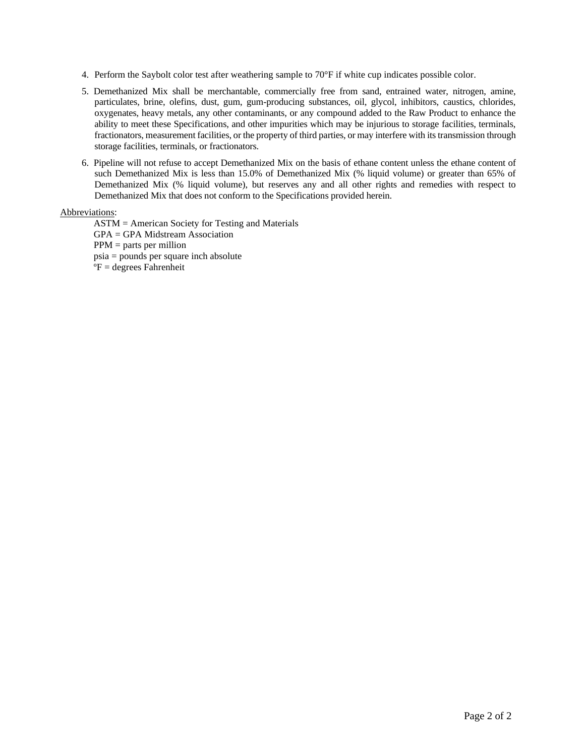4. Perform the Saybolt color test after weathering sample to 70°F if white cup indicates possible color.

5. Demethanized Mix shall be merchantable, commercially free from sand, entrained water, nitrogen, amine, particulates, brine, olefins, dust, gum, gum-producing substances, oil, glycol, inhibitors, caustics, chlorides, oxygenates, heavy metals, any other contaminants, or any compound added to the Raw Product to enhance the ability to meet these Specifications, and other impurities which may be injurious to storage facilities, terminals, fractionators, measurement facilities, or the property of third parties, or may interfere with its transmission through storage facilities, terminals, or fractionators.

6. Pipeline will not refuse to accept Demethanized Mix on the basis of ethane content unless the ethane content of such Demethanized Mix is less than 15.0% of Demethanized Mix (% liquid volume) or greater than 65% of Demethanized Mix (% liquid volume), but reserves any and all other rights and remedies with respect to Demethanized Mix that does not conform to the Specifications provided herein.

<u>Abbreviations</u>:

ASTM = American Society for Testing and Materials
GPA = GPA Midstream Association
PPM = parts per million
psia = pounds per square inch absolute
ºF = degrees Fahrenheit